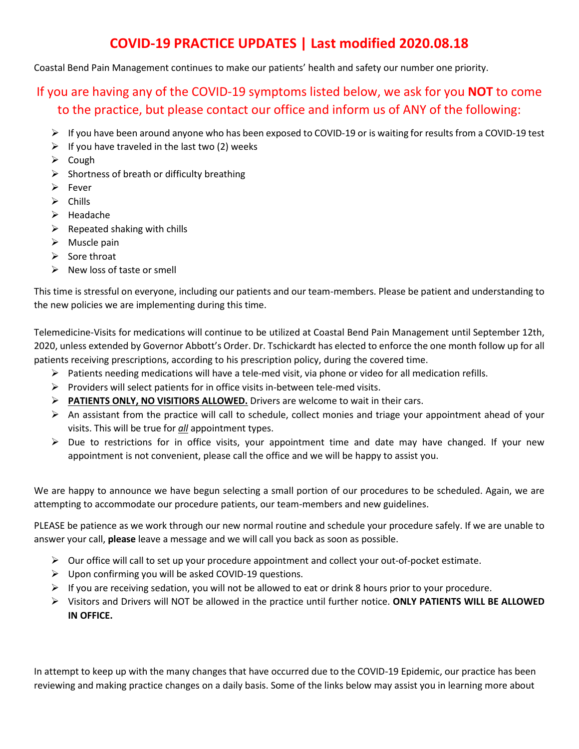# COVID-19 PRACTICE UPDATES | Last modified 2020.08.18

Coastal Bend Pain Management continues to make our patients' health and safety our number one priority.

## If you are having any of the COVID-19 symptoms listed below, we ask for you **NOT** to come to the practice, but please contact our office and inform us of ANY of the following:

- If you have been around anyone who has been exposed to COVID-19 or is waiting for results from a COVID-19 test
- If you have traveled in the last two (2) weeks
- Cough
- Shortness of breath or difficulty breathing
- Fever
- Chills
- Headache
- Repeated shaking with chills
- Muscle pain
- Sore throat
- New loss of taste or smell

This time is stressful on everyone, including our patients and our team-members. Please be patient and understanding to the new policies we are implementing during this time.

Telemedicine-Visits for medications will continue to be utilized at Coastal Bend Pain Management until September 12th, 2020, unless extended by Governor Abbott's Order. Dr. Tschickardt has elected to enforce the one month follow up for all patients receiving prescriptions, according to his prescription policy, during the covered time.

- Patients needing medications will have a tele-med visit, via phone or video for all medication refills.
- Providers will select patients for in office visits in-between tele-med visits.
- **PATIENTS ONLY, NO VISITIORS ALLOWED.** Drivers are welcome to wait in their cars.
- An assistant from the practice will call to schedule, collect monies and triage your appointment ahead of your visits. This will be true for ***all*** appointment types.
- Due to restrictions for in office visits, your appointment time and date may have changed. If your new appointment is not convenient, please call the office and we will be happy to assist you.

We are happy to announce we have begun selecting a small portion of our procedures to be scheduled. Again, we are attempting to accommodate our procedure patients, our team-members and new guidelines.

PLEASE be patience as we work through our new normal routine and schedule your procedure safely. If we are unable to answer your call, **please** leave a message and we will call you back as soon as possible.

- Our office will call to set up your procedure appointment and collect your out-of-pocket estimate.
- Upon confirming you will be asked COVID-19 questions.
- If you are receiving sedation, you will not be allowed to eat or drink 8 hours prior to your procedure.
- Visitors and Drivers will NOT be allowed in the practice until further notice. **ONLY PATIENTS WILL BE ALLOWED IN OFFICE.**

In attempt to keep up with the many changes that have occurred due to the COVID-19 Epidemic, our practice has been reviewing and making practice changes on a daily basis. Some of the links below may assist you in learning more about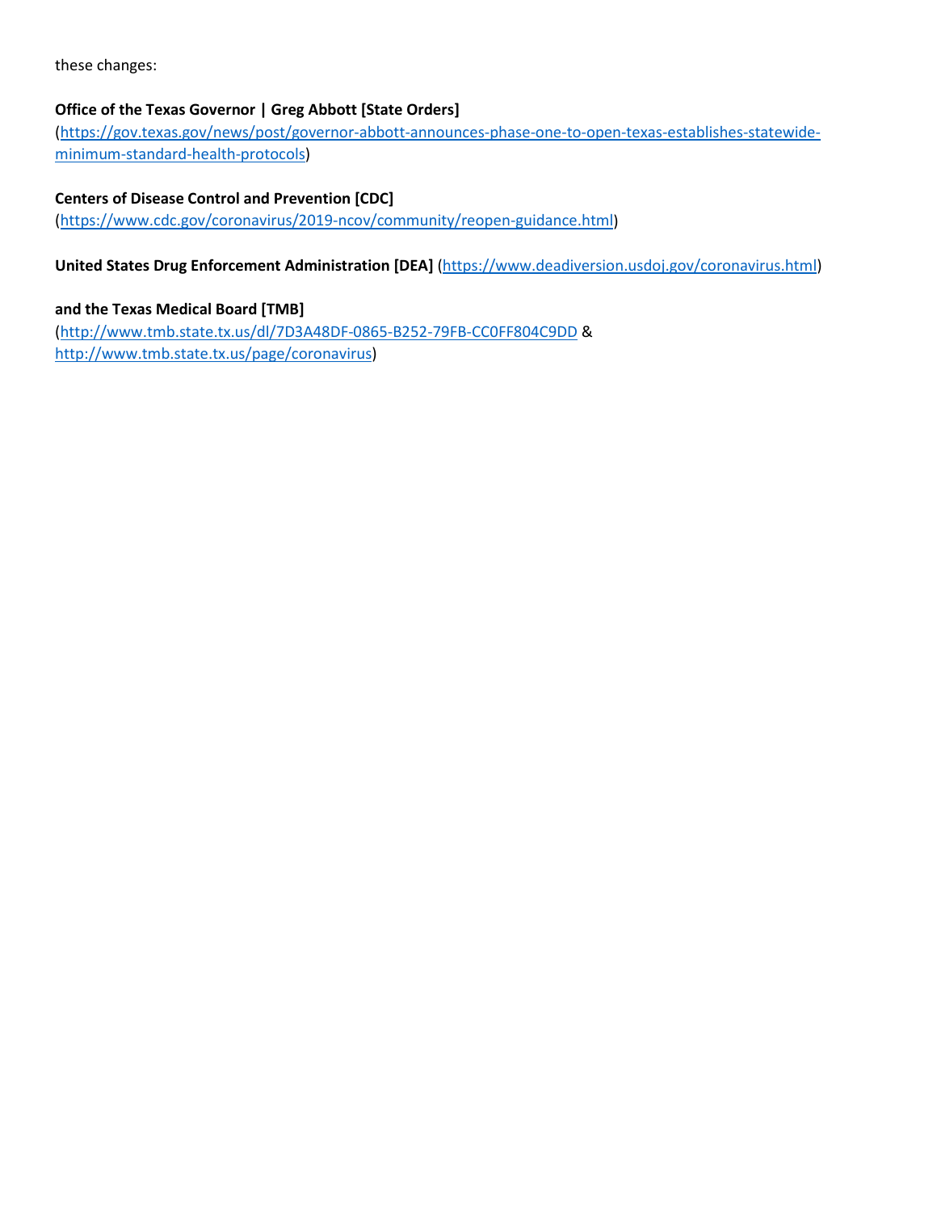these changes:

**Office of the Texas Governor | Greg Abbott [State Orders]**
(https://gov.texas.gov/news/post/governor-abbott-announces-phase-one-to-open-texas-establishes-statewide-minimum-standard-health-protocols)

**Centers of Disease Control and Prevention [CDC]**
(https://www.cdc.gov/coronavirus/2019-ncov/community/reopen-guidance.html)

**United States Drug Enforcement Administration [DEA]** (https://www.deadiversion.usdoj.gov/coronavirus.html)

**and the Texas Medical Board [TMB]**
(http://www.tmb.state.tx.us/dl/7D3A48DF-0865-B252-79FB-CC0FF804C9DD & http://www.tmb.state.tx.us/page/coronavirus)